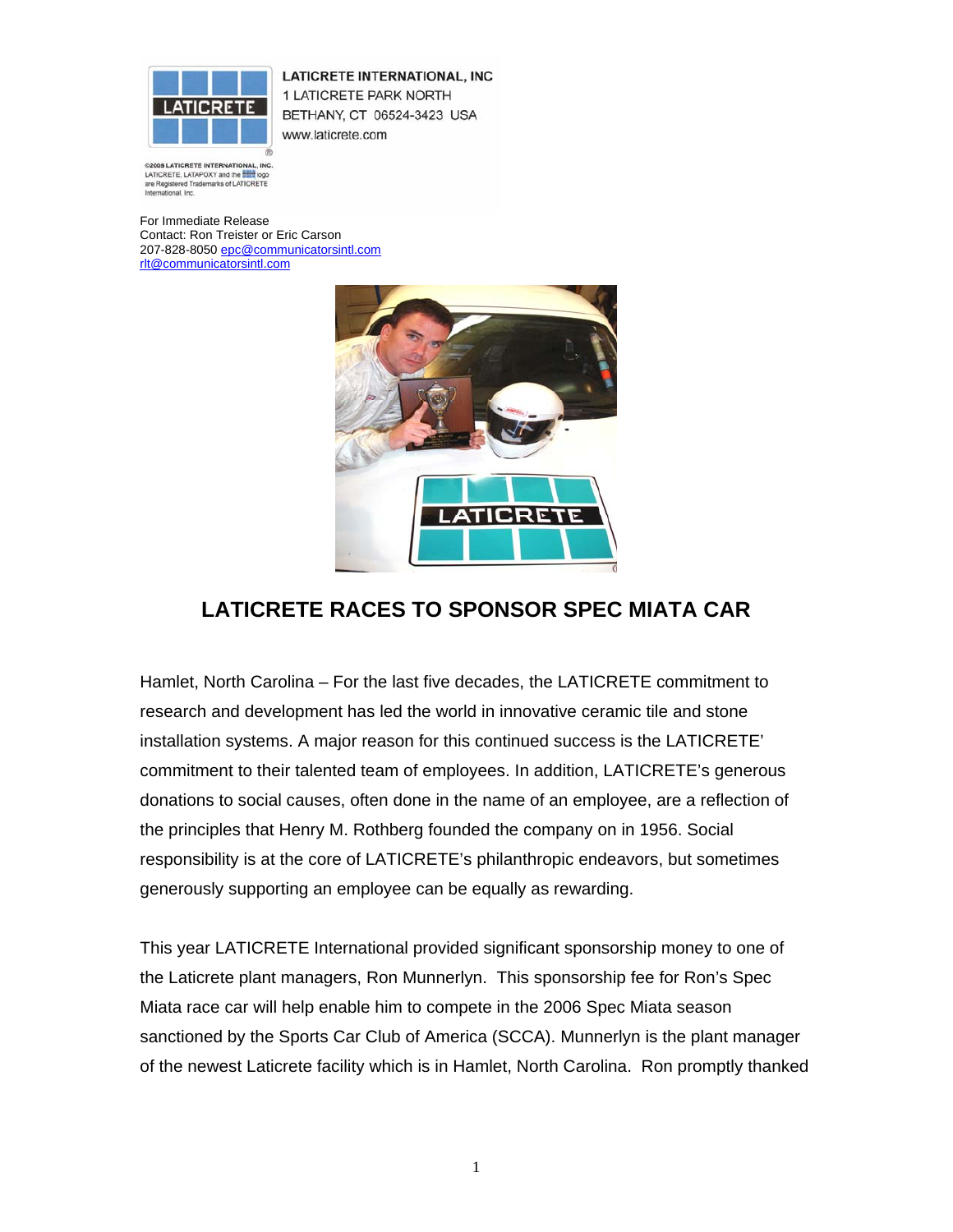LATICRETE INTERNATIONAL, INC
1 LATICRETE PARK NORTH
BETHANY, CT 06524-3423 USA
www.laticrete.com

©2005 LATICRETE INTERNATIONAL, INC. LATICRETE, LATAPOXY and the logo are Registered Trademarks of LATICRETE International, Inc.

For Immediate Release
Contact: Ron Treister or Eric Carson
207-828-8050 epc@communicatorsintl.com
rlt@communicatorsintl.com

# LATICRETE RACES TO SPONSOR SPEC MIATA CAR

Hamlet, North Carolina – For the last five decades, the LATICRETE commitment to research and development has led the world in innovative ceramic tile and stone installation systems. A major reason for this continued success is the LATICRETE' commitment to their talented team of employees. In addition, LATICRETE's generous donations to social causes, often done in the name of an employee, are a reflection of the principles that Henry M. Rothberg founded the company on in 1956. Social responsibility is at the core of LATICRETE's philanthropic endeavors, but sometimes generously supporting an employee can be equally as rewarding.

This year LATICRETE International provided significant sponsorship money to one of the Laticrete plant managers, Ron Munnerlyn. This sponsorship fee for Ron's Spec Miata race car will help enable him to compete in the 2006 Spec Miata season sanctioned by the Sports Car Club of America (SCCA). Munnerlyn is the plant manager of the newest Laticrete facility which is in Hamlet, North Carolina. Ron promptly thanked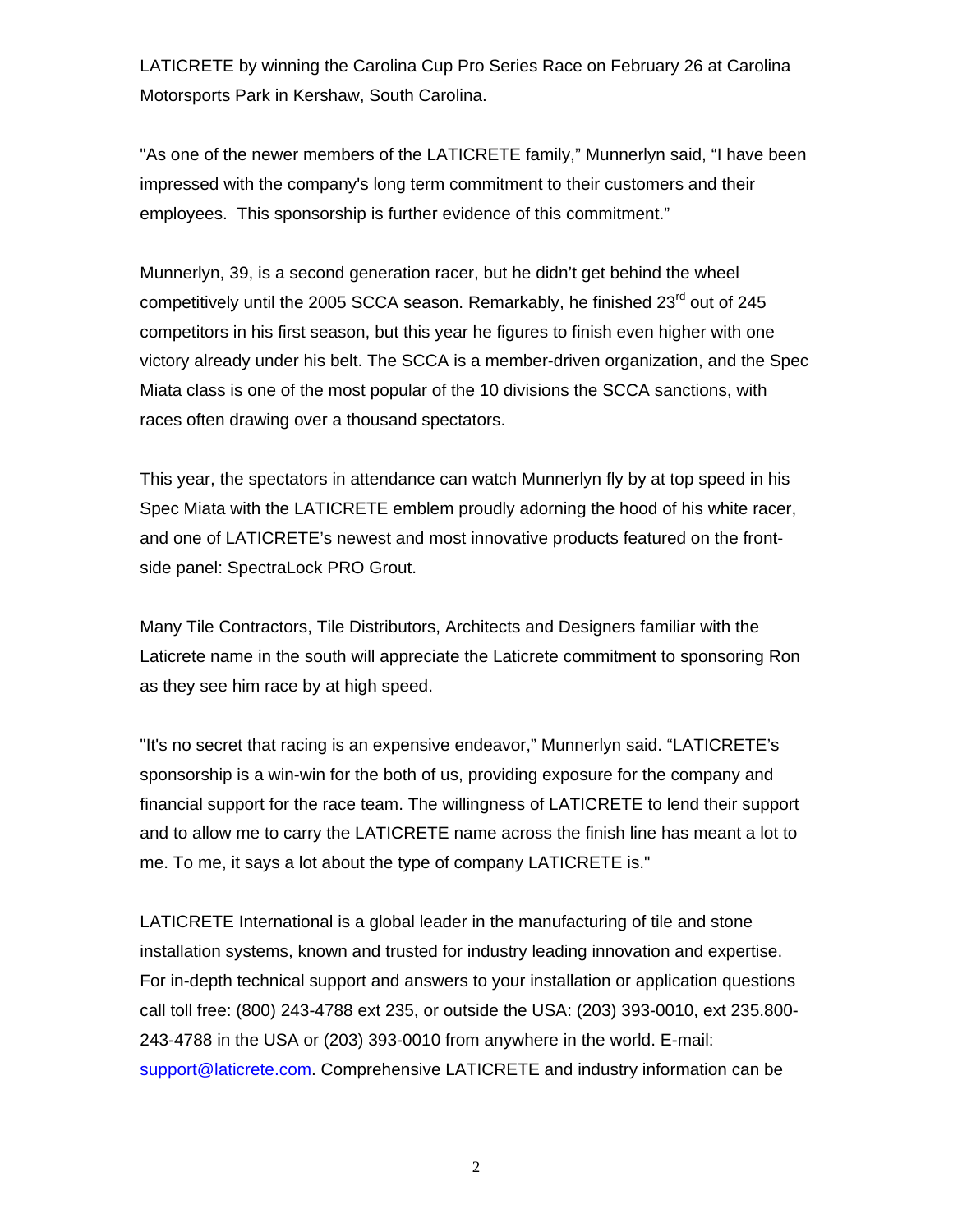LATICRETE by winning the Carolina Cup Pro Series Race on February 26 at Carolina Motorsports Park in Kershaw, South Carolina.

"As one of the newer members of the LATICRETE family," Munnerlyn said, "I have been impressed with the company's long term commitment to their customers and their employees.  This sponsorship is further evidence of this commitment."

Munnerlyn, 39, is a second generation racer, but he didn't get behind the wheel competitively until the 2005 SCCA season. Remarkably, he finished 23rd out of 245 competitors in his first season, but this year he figures to finish even higher with one victory already under his belt. The SCCA is a member-driven organization, and the Spec Miata class is one of the most popular of the 10 divisions the SCCA sanctions, with races often drawing over a thousand spectators.

This year, the spectators in attendance can watch Munnerlyn fly by at top speed in his Spec Miata with the LATICRETE emblem proudly adorning the hood of his white racer, and one of LATICRETE's newest and most innovative products featured on the front-side panel: SpectraLock PRO Grout.

Many Tile Contractors, Tile Distributors, Architects and Designers familiar with the Laticrete name in the south will appreciate the Laticrete commitment to sponsoring Ron as they see him race by at high speed.

"It's no secret that racing is an expensive endeavor," Munnerlyn said. "LATICRETE's sponsorship is a win-win for the both of us, providing exposure for the company and financial support for the race team. The willingness of LATICRETE to lend their support and to allow me to carry the LATICRETE name across the finish line has meant a lot to me. To me, it says a lot about the type of company LATICRETE is."

LATICRETE International is a global leader in the manufacturing of tile and stone installation systems, known and trusted for industry leading innovation and expertise. For in-depth technical support and answers to your installation or application questions call toll free: (800) 243-4788 ext 235, or outside the USA: (203) 393-0010, ext 235.800-243-4788 in the USA or (203) 393-0010 from anywhere in the world. E-mail: support@laticrete.com. Comprehensive LATICRETE and industry information can be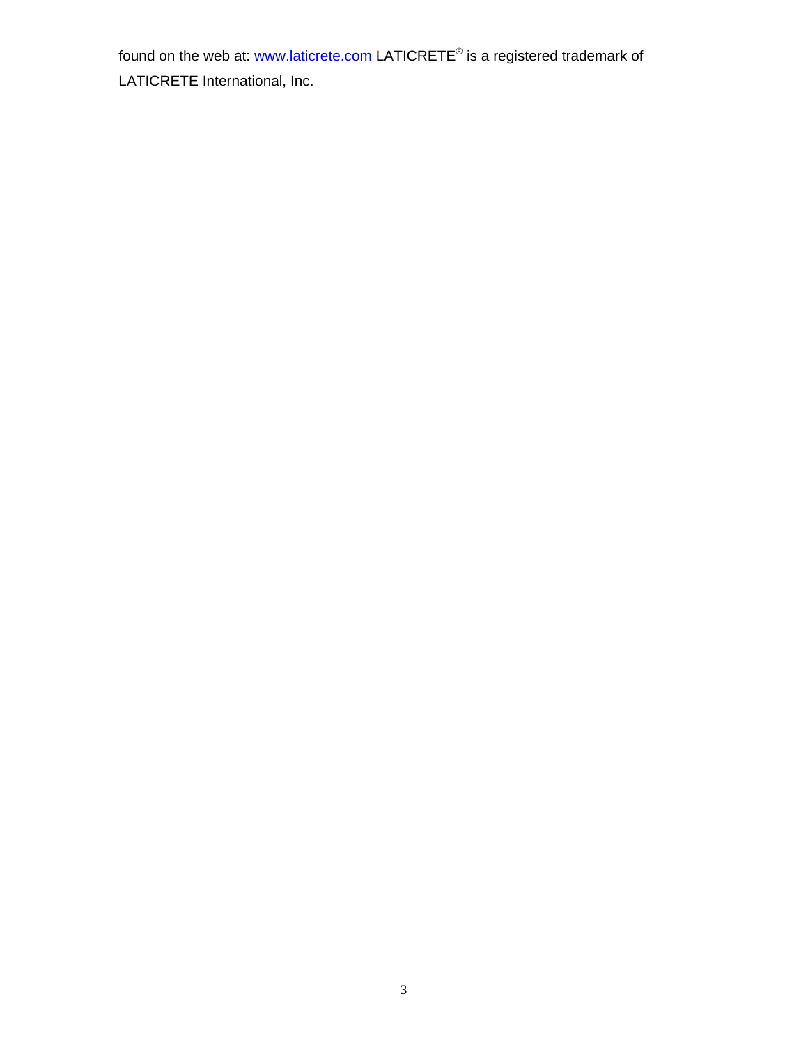found on the web at: [www.laticrete.com](http://www.laticrete.com) LATICRETE® is a registered trademark of LATICRETE International, Inc.